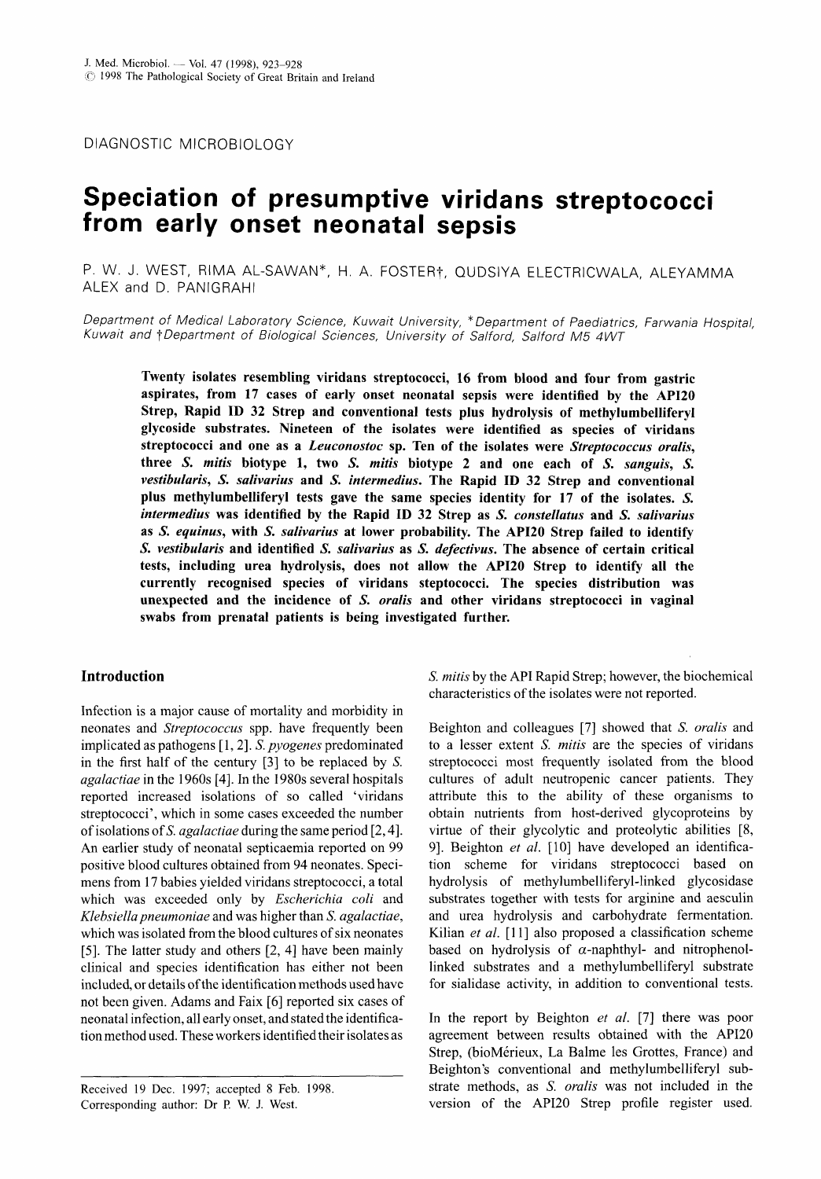DIAGNOSTIC MICROBIOLOGY

# Speciation of presumptive viridans streptococci from early onset neonatal sepsis

P. W. J. WEST, RIMA AL-SAWAN*, H. A. FOSTER†, QUDSIYA ELECTRICWALA, ALEYAMMA ALEX and D. PANIGRAHI

*Department of Medical Laboratory Science, Kuwait University, \*Department of Paediatrics, Farwania Hospital, Kuwait and †Department of Biological Sciences, University of Salford, Salford M5 4WT*

**Twenty isolates resembling viridans streptococci, 16 from blood and four from gastric aspirates, from 17 cases of early onset neonatal sepsis were identified by the API20 Strep, Rapid ID 32 Strep and conventional tests plus hydrolysis of methylumbelliferyl glycoside substrates. Nineteen of the isolates were identified as species of viridans streptococci and one as a *Leuconostoc* sp. Ten of the isolates were *Streptococcus oralis*, three *S. mitis* biotype 1, two *S. mitis* biotype 2 and one each of *S. sanguis*, *S. vestibularis*, *S. salivarius* and *S. intermedius*. The Rapid ID 32 Strep and conventional plus methylumbelliferyl tests gave the same species identity for 17 of the isolates. *S. intermedius* was identified by the Rapid ID 32 Strep as *S. constellatus* and *S. salivarius* as *S. equinus*, with *S. salivarius* at lower probability. The API20 Strep failed to identify *S. vestibularis* and identified *S. salivarius* as *S. defectivus*. The absence of certain critical tests, including urea hydrolysis, does not allow the API20 Strep to identify all the currently recognised species of viridans steptococci. The species distribution was unexpected and the incidence of *S. oralis* and other viridans streptococci in vaginal swabs from prenatal patients is being investigated further.**

## Introduction

Infection is a major cause of mortality and morbidity in neonates and *Streptococcus* spp. have frequently been implicated as pathogens [1, 2]. *S. pyogenes* predominated in the first half of the century [3] to be replaced by *S. agalactiae* in the 1960s [4]. In the 1980s several hospitals reported increased isolations of so called 'viridans streptococci', which in some cases exceeded the number of isolations of *S. agalactiae* during the same period [2, 4]. An earlier study of neonatal septicaemia reported on 99 positive blood cultures obtained from 94 neonates. Specimens from 17 babies yielded viridans streptococci, a total which was exceeded only by *Escherichia coli* and *Klebsiella pneumoniae* and was higher than *S. agalactiae*, which was isolated from the blood cultures of six neonates [5]. The latter study and others [2, 4] have been mainly clinical and species identification has either not been included, or details of the identification methods used have not been given. Adams and Faix [6] reported six cases of neonatal infection, all early onset, and stated the identification method used. These workers identified their isolates as *S. mitis* by the API Rapid Strep; however, the biochemical characteristics of the isolates were not reported.

Beighton and colleagues [7] showed that *S. oralis* and to a lesser extent *S. mitis* are the species of viridans streptococci most frequently isolated from the blood cultures of adult neutropenic cancer patients. They attribute this to the ability of these organisms to obtain nutrients from host-derived glycoproteins by virtue of their glycolytic and proteolytic abilities [8, 9]. Beighton *et al.* [10] have developed an identification scheme for viridans streptococci based on hydrolysis of methylumbelliferyl-linked glycosidase substrates together with tests for arginine and aesculin and urea hydrolysis and carbohydrate fermentation. Kilian *et al.* [11] also proposed a classification scheme based on hydrolysis of α-naphthyl- and nitrophenol-linked substrates and a methylumbelliferyl substrate for sialidase activity, in addition to conventional tests.

In the report by Beighton *et al.* [7] there was poor agreement between results obtained with the API20 Strep, (bioMérieux, La Balme les Grottes, France) and Beighton's conventional and methylumbelliferyl substrate methods, as *S. oralis* was not included in the version of the API20 Strep profile register used.

Received 19 Dec. 1997; accepted 8 Feb. 1998.
Corresponding author: Dr P. W. J. West.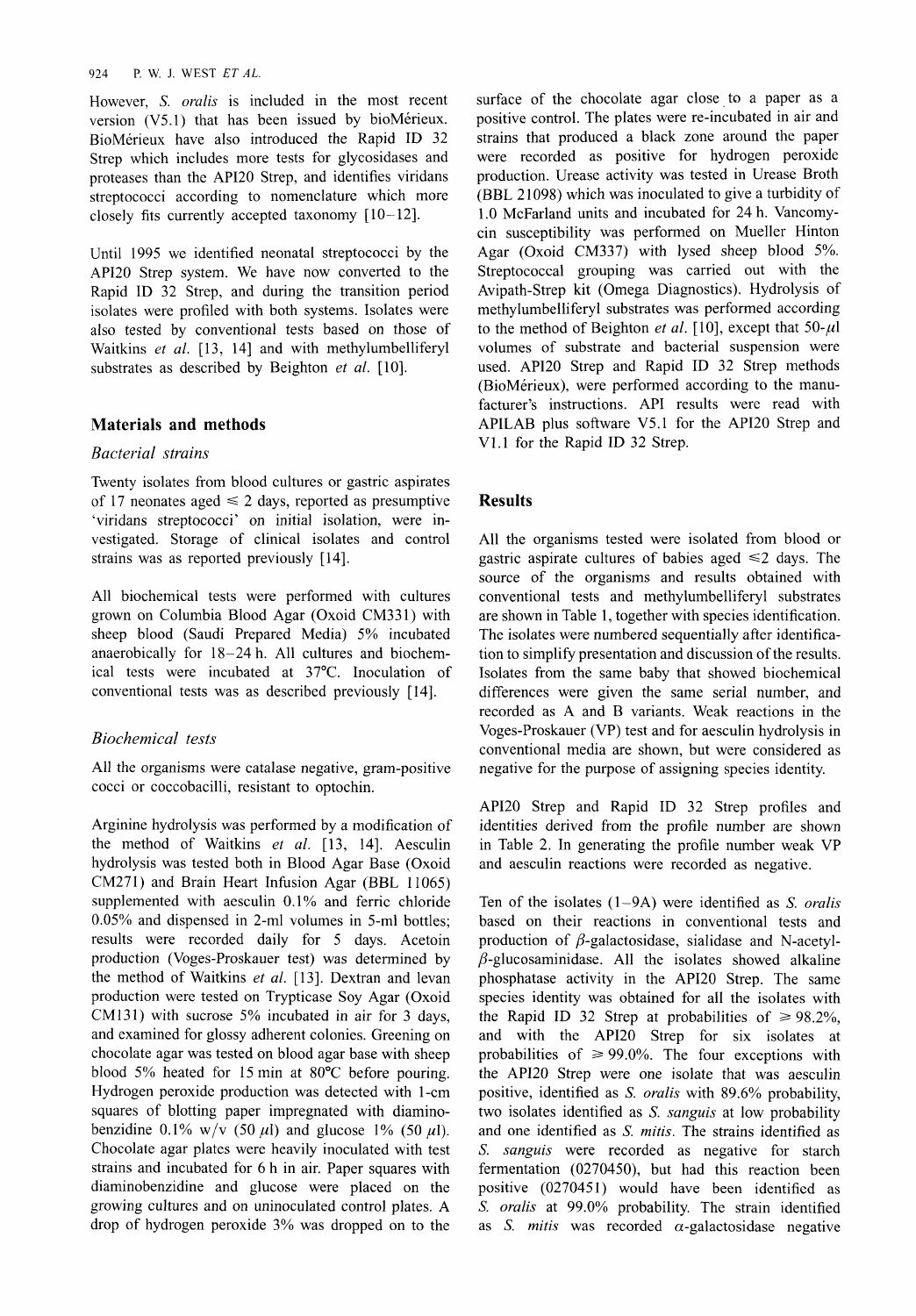However, *S. oralis* is included in the most recent version (V5.1) that has been issued by bioMérieux. BioMérieux have also introduced the Rapid ID 32 Strep which includes more tests for glycosidases and proteases than the API20 Strep, and identifies viridans streptococci according to nomenclature which more closely fits currently accepted taxonomy [10–12].

Until 1995 we identified neonatal streptococci by the API20 Strep system. We have now converted to the Rapid ID 32 Strep, and during the transition period isolates were profiled with both systems. Isolates were also tested by conventional tests based on those of Waitkins *et al.* [13, 14] and with methylumbelliferyl substrates as described by Beighton *et al.* [10].

## Materials and methods

### Bacterial strains

Twenty isolates from blood cultures or gastric aspirates of 17 neonates aged ≤ 2 days, reported as presumptive 'viridans streptococci' on initial isolation, were investigated. Storage of clinical isolates and control strains was as reported previously [14].

All biochemical tests were performed with cultures grown on Columbia Blood Agar (Oxoid CM331) with sheep blood (Saudi Prepared Media) 5% incubated anaerobically for 18–24 h. All cultures and biochemical tests were incubated at 37°C. Inoculation of conventional tests was as described previously [14].

### Biochemical tests

All the organisms were catalase negative, gram-positive cocci or coccobacilli, resistant to optochin.

Arginine hydrolysis was performed by a modification of the method of Waitkins *et al.* [13, 14]. Aesculin hydrolysis was tested both in Blood Agar Base (Oxoid CM271) and Brain Heart Infusion Agar (BBL 11065) supplemented with aesculin 0.1% and ferric chloride 0.05% and dispensed in 2-ml volumes in 5-ml bottles; results were recorded daily for 5 days. Acetoin production (Voges-Proskauer test) was determined by the method of Waitkins *et al.* [13]. Dextran and levan production were tested on Trypticase Soy Agar (Oxoid CM131) with sucrose 5% incubated in air for 3 days, and examined for glossy adherent colonies. Greening on chocolate agar was tested on blood agar base with sheep blood 5% heated for 15 min at 80°C before pouring. Hydrogen peroxide production was detected with 1-cm squares of blotting paper impregnated with diaminobenzidine 0.1% w/v (50 μl) and glucose 1% (50 μl). Chocolate agar plates were heavily inoculated with test strains and incubated for 6 h in air. Paper squares with diaminobenzidine and glucose were placed on the growing cultures and on uninoculated control plates. A drop of hydrogen peroxide 3% was dropped on to the surface of the chocolate agar close to a paper as a positive control. The plates were re-incubated in air and strains that produced a black zone around the paper were recorded as positive for hydrogen peroxide production. Urease activity was tested in Urease Broth (BBL 21098) which was inoculated to give a turbidity of 1.0 McFarland units and incubated for 24 h. Vancomycin susceptibility was performed on Mueller Hinton Agar (Oxoid CM337) with lysed sheep blood 5%. Streptococcal grouping was carried out with the Avipath-Strep kit (Omega Diagnostics). Hydrolysis of methylumbelliferyl substrates was performed according to the method of Beighton *et al.* [10], except that 50-μl volumes of substrate and bacterial suspension were used. API20 Strep and Rapid ID 32 Strep methods (BioMérieux), were performed according to the manufacturer's instructions. API results were read with APILAB plus software V5.1 for the API20 Strep and V1.1 for the Rapid ID 32 Strep.

## Results

All the organisms tested were isolated from blood or gastric aspirate cultures of babies aged ≤2 days. The source of the organisms and results obtained with conventional tests and methylumbelliferyl substrates are shown in Table 1, together with species identification. The isolates were numbered sequentially after identification to simplify presentation and discussion of the results. Isolates from the same baby that showed biochemical differences were given the same serial number, and recorded as A and B variants. Weak reactions in the Voges-Proskauer (VP) test and for aesculin hydrolysis in conventional media are shown, but were considered as negative for the purpose of assigning species identity.

API20 Strep and Rapid ID 32 Strep profiles and identities derived from the profile number are shown in Table 2. In generating the profile number weak VP and aesculin reactions were recorded as negative.

Ten of the isolates (1–9A) were identified as *S. oralis* based on their reactions in conventional tests and production of β-galactosidase, sialidase and N-acetyl-β-glucosaminidase. All the isolates showed alkaline phosphatase activity in the API20 Strep. The same species identity was obtained for all the isolates with the Rapid ID 32 Strep at probabilities of ≥ 98.2%, and with the API20 Strep for six isolates at probabilities of ≥ 99.0%. The four exceptions with the API20 Strep were one isolate that was aesculin positive, identified as *S. oralis* with 89.6% probability, two isolates identified as *S. sanguis* at low probability and one identified as *S. mitis*. The strains identified as *S. sanguis* were recorded as negative for starch fermentation (0270450), but had this reaction been positive (0270451) would have been identified as *S. oralis* at 99.0% probability. The strain identified as *S. mitis* was recorded α-galactosidase negative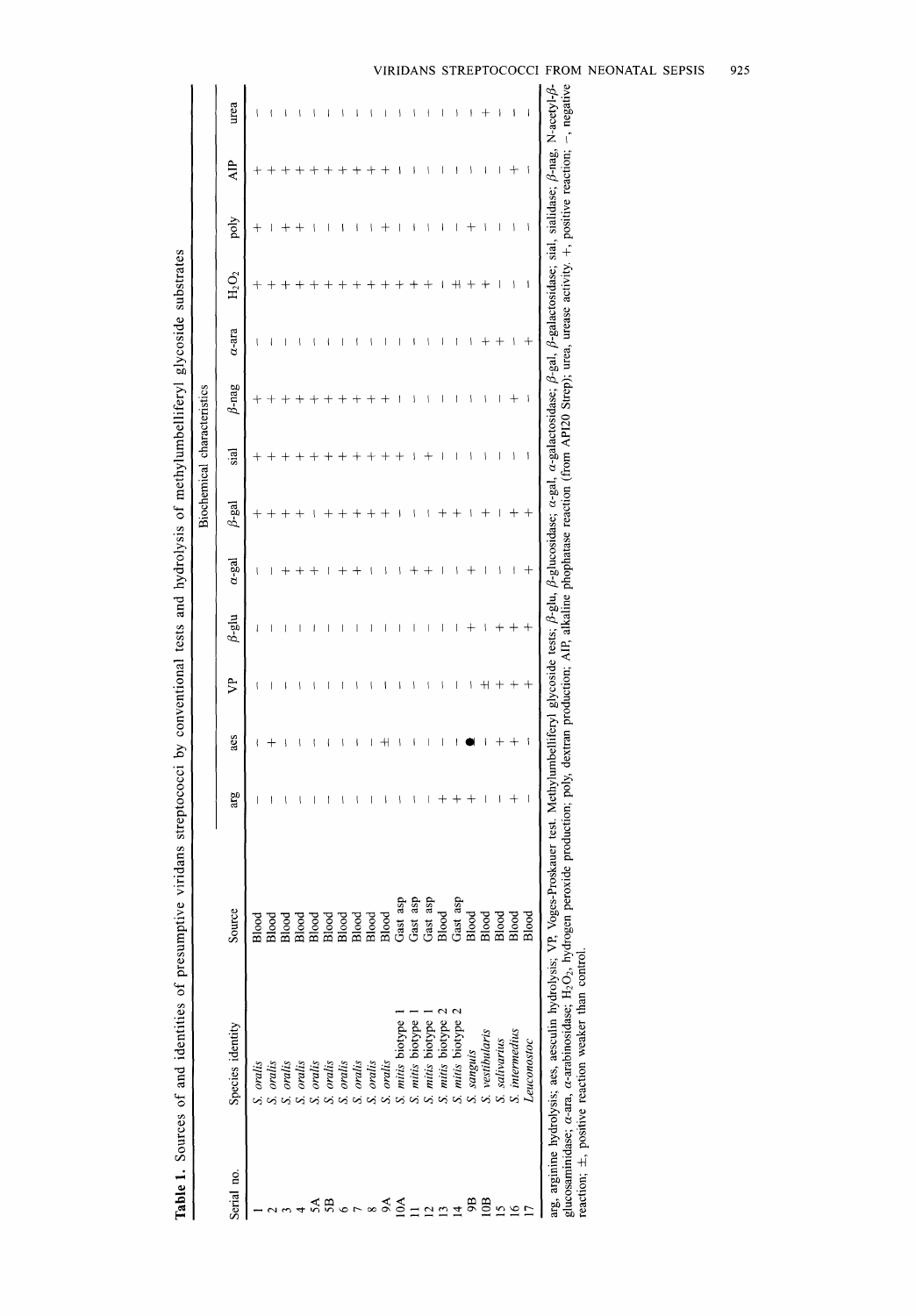**Table 1.** Sources of and identities of presumptive viridans streptococci by conventional tests and hydrolysis of methylumbelliferyl glycoside substrates

| Serial no. | Species identity | Source | Biochemical characteristics | | | | | | | | | | | | |
|---|---|---|---|---|---|---|---|---|---|---|---|---|---|---|---|
| | | | arg | aes | VP | β-glu | α-gal | β-gal | sial | β-nag | α-ara | $H_2O_2$ | poly | AIP | urea |
| 1 | *S. oralis* | Blood | − | − | − | − | − | + | + | + | − | + | + | + | − |
| 2 | *S. oralis* | Blood | − | + | − | − | − | + | + | + | − | + | − | + | − |
| 3 | *S. oralis* | Blood | − | − | − | − | + | + | + | + | − | + | + | + | − |
| 4 | *S. oralis* | Blood | − | − | − | − | + | + | + | + | − | + | + | + | − |
| 5A | *S. oralis* | Blood | − | − | − | − | + | − | + | + | − | + | − | + | − |
| 5B | *S. oralis* | Blood | − | − | − | − | − | + | + | + | − | + | − | + | − |
| 6 | *S. oralis* | Blood | − | − | − | − | + | + | + | + | − | + | − | + | − |
| 7 | *S. oralis* | Blood | − | − | − | − | + | + | + | + | − | + | − | + | − |
| 8 | *S. oralis* | Blood | − | − | − | − | − | + | + | + | − | + | − | + | − |
| 9A | *S. oralis* | Blood | − | ± | − | − | − | + | + | + | − | + | + | + | − |
| 10A | *S. mitis* biotype 1 | Gast asp | − | − | − | − | − | − | + | − | − | + | − | − | − |
| 11 | *S. mitis* biotype 1 | Gast asp | − | − | − | − | + | − | − | − | − | + | − | − | − |
| 12 | *S. mitis* biotype 1 | Gast asp | − | − | − | − | + | − | + | − | − | + | − | − | − |
| 13 | *S. mitis* biotype 2 | Blood | + | − | − | − | − | + | − | − | − | − | − | − | − |
| 14 | *S. mitis* biotype 2 | Gast asp | + | − | − | − | − | + | − | − | − | ± | − | − | − |
| 9B | *S. sanguis* | Blood | + | ● | − | + | + | − | − | − | − | + | + | − | − |
| 10B | *S. vestibularis* | Blood | − | − | ± | − | − | + | − | − | + | + | − | − | + |
| 15 | *S. salivarius* | Blood | − | + | + | + | − | − | − | − | + | − | − | − | − |
| 16 | *S. intermedius* | Blood | + | + | + | + | − | + | − | + | − | − | − | + | − |
| 17 | *Leuconostoc* | Blood | − | − | + | + | + | + | − | − | + | − | − | − | − |

arg, arginine hydrolysis; aes, aesculin hydrolysis; VP, Voges-Proskauer test. Methylumbelliferyl glycoside tests; β-glu, β-glucosidase; α-gal, α-galactosidase; β-gal, β-galactosidase; sial, sialidase; β-nag, N-acetyl-β-glucosaminidase; α-ara, α-arabinosidase; $H_2O_2$, hydrogen peroxide production; poly, dextran production; AIP, alkaline phophatase reaction (from API20 Strep); urea, urease activity. +, positive reaction; −, negative reaction; ±, positive reaction weaker than control.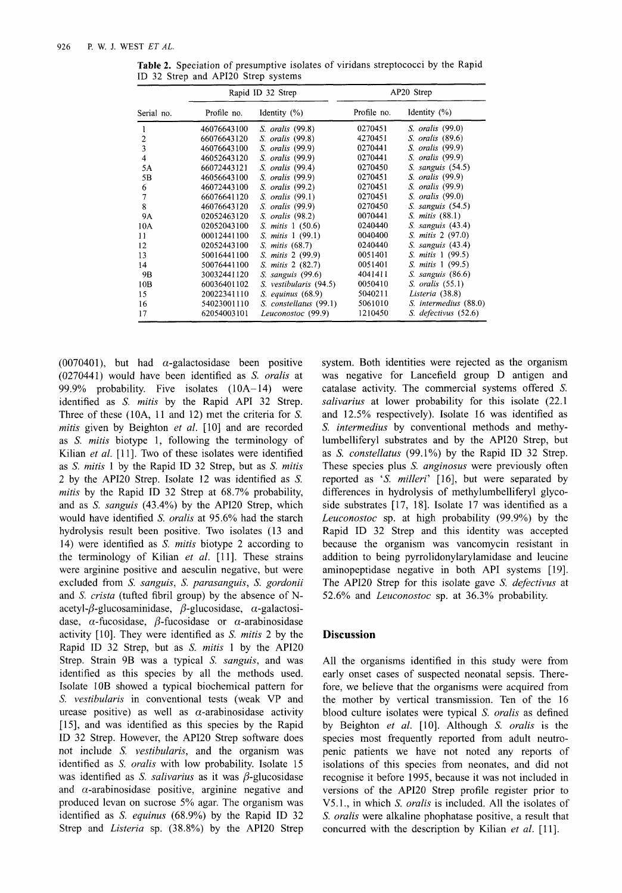**Table 2.** Speciation of presumptive isolates of viridans streptococci by the Rapid ID 32 Strep and API20 Strep systems

| | Rapid ID 32 Strep | | AP20 Strep | |
|---|---|---|---|---|
| Serial no. | Profile no. | Identity (%) | Profile no. | Identity (%) |
| 1 | 46076643100 | *S. oralis* (99.8) | 0270451 | *S. oralis* (99.0) |
| 2 | 66076643120 | *S. oralis* (99.8) | 4270451 | *S. oralis* (89.6) |
| 3 | 46076643100 | *S. oralis* (99.9) | 0270441 | *S. oralis* (99.9) |
| 4 | 46052643120 | *S. oralis* (99.9) | 0270441 | *S. oralis* (99.9) |
| 5A | 66072443121 | *S. oralis* (99.4) | 0270450 | *S. sanguis* (54.5) |
| 5B | 46056643100 | *S. oralis* (99.9) | 0270451 | *S. oralis* (99.9) |
| 6 | 46072443100 | *S. oralis* (99.2) | 0270451 | *S. oralis* (99.9) |
| 7 | 66076641120 | *S. oralis* (99.1) | 0270451 | *S. oralis* (99.0) |
| 8 | 46076643120 | *S. oralis* (99.9) | 0270450 | *S. sanguis* (54.5) |
| 9A | 02052463120 | *S. oralis* (98.2) | 0070441 | *S. mitis* (88.1) |
| 10A | 02052043100 | *S. mitis* 1 (50.6) | 0240440 | *S. sanguis* (43.4) |
| 11 | 00012441100 | *S. mitis* 1 (99.1) | 0040400 | *S. mitis* 2 (97.0) |
| 12 | 02052443100 | *S. mitis* (68.7) | 0240440 | *S. sanguis* (43.4) |
| 13 | 50016441100 | *S. mitis* 2 (99.9) | 0051401 | *S. mitis* 1 (99.5) |
| 14 | 50076441100 | *S. mitis* 2 (82.7) | 0051401 | *S. mitis* 1 (99.5) |
| 9B | 30032441120 | *S. sanguis* (99.6) | 4041411 | *S. sanguis* (86.6) |
| 10B | 60036401102 | *S. vestibularis* (94.5) | 0050410 | *S. oralis* (55.1) |
| 15 | 20022341110 | *S. equinus* (68.9) | 5040211 | *Listeria* (38.8) |
| 16 | 54023001110 | *S. constellatus* (99.1) | 5061010 | *S. intermedius* (88.0) |
| 17 | 62054003101 | *Leuconostoc* (99.9) | 1210450 | *S. defectivus* (52.6) |

(0070401), but had $\alpha$-galactosidase been positive (0270441) would have been identified as *S. oralis* at 99.9% probability. Five isolates (10A–14) were identified as *S. mitis* by the Rapid API 32 Strep. Three of these (10A, 11 and 12) met the criteria for *S. mitis* given by Beighton *et al.* [10] and are recorded as *S. mitis* biotype 1, following the terminology of Kilian *et al.* [11]. Two of these isolates were identified as *S. mitis* 1 by the Rapid ID 32 Strep, but as *S. mitis* 2 by the API20 Strep. Isolate 12 was identified as *S. mitis* by the Rapid ID 32 Strep at 68.7% probability, and as *S. sanguis* (43.4%) by the API20 Strep, which would have identified *S. oralis* at 95.6% had the starch hydrolysis result been positive. Two isolates (13 and 14) were identified as *S. mitis* biotype 2 according to the terminology of Kilian *et al.* [11]. These strains were arginine positive and aesculin negative, but were excluded from *S. sanguis*, *S. parasanguis*, *S. gordonii* and *S. crista* (tufted fibril group) by the absence of N-acetyl-$\beta$-glucosaminidase, $\beta$-glucosidase, $\alpha$-galactosidase, $\alpha$-fucosidase, $\beta$-fucosidase or $\alpha$-arabinosidase activity [10]. They were identified as *S. mitis* 2 by the Rapid ID 32 Strep, but as *S. mitis* 1 by the API20 Strep. Strain 9B was a typical *S. sanguis*, and was identified as this species by all the methods used. Isolate 10B showed a typical biochemical pattern for *S. vestibularis* in conventional tests (weak VP and urease positive) as well as $\alpha$-arabinosidase activity [15], and was identified as this species by the Rapid ID 32 Strep. However, the API20 Strep software does not include *S. vestibularis*, and the organism was identified as *S. oralis* with low probability. Isolate 15 was identified as *S. salivarius* as it was $\beta$-glucosidase and $\alpha$-arabinosidase positive, arginine negative and produced levan on sucrose 5% agar. The organism was identified as *S. equinus* (68.9%) by the Rapid ID 32 Strep and *Listeria* sp. (38.8%) by the API20 Strep system. Both identities were rejected as the organism was negative for Lancefield group D antigen and catalase activity. The commercial systems offered *S. salivarius* at lower probability for this isolate (22.1 and 12.5% respectively). Isolate 16 was identified as *S. intermedius* by conventional methods and methylumbelliferyl substrates and by the API20 Strep, but as *S. constellatus* (99.1%) by the Rapid ID 32 Strep. These species plus *S. anginosus* were previously often reported as '*S. milleri*' [16], but were separated by differences in hydrolysis of methylumbelliferyl glycoside substrates [17, 18]. Isolate 17 was identified as a *Leuconostoc* sp. at high probability (99.9%) by the Rapid ID 32 Strep and this identity was accepted because the organism was vancomycin resistant in addition to being pyrrolidonylarylamidase and leucine aminopeptidase negative in both API systems [19]. The API20 Strep for this isolate gave *S. defectivus* at 52.6% and *Leuconostoc* sp. at 36.3% probability.

## Discussion

All the organisms identified in this study were from early onset cases of suspected neonatal sepsis. Therefore, we believe that the organisms were acquired from the mother by vertical transmission. Ten of the 16 blood culture isolates were typical *S. oralis* as defined by Beighton *et al.* [10]. Although *S. oralis* is the species most frequently reported from adult neutropenic patients we have not noted any reports of isolations of this species from neonates, and did not recognise it before 1995, because it was not included in versions of the API20 Strep profile register prior to V5.1., in which *S. oralis* is included. All the isolates of *S. oralis* were alkaline phophatase positive, a result that concurred with the description by Kilian *et al.* [11].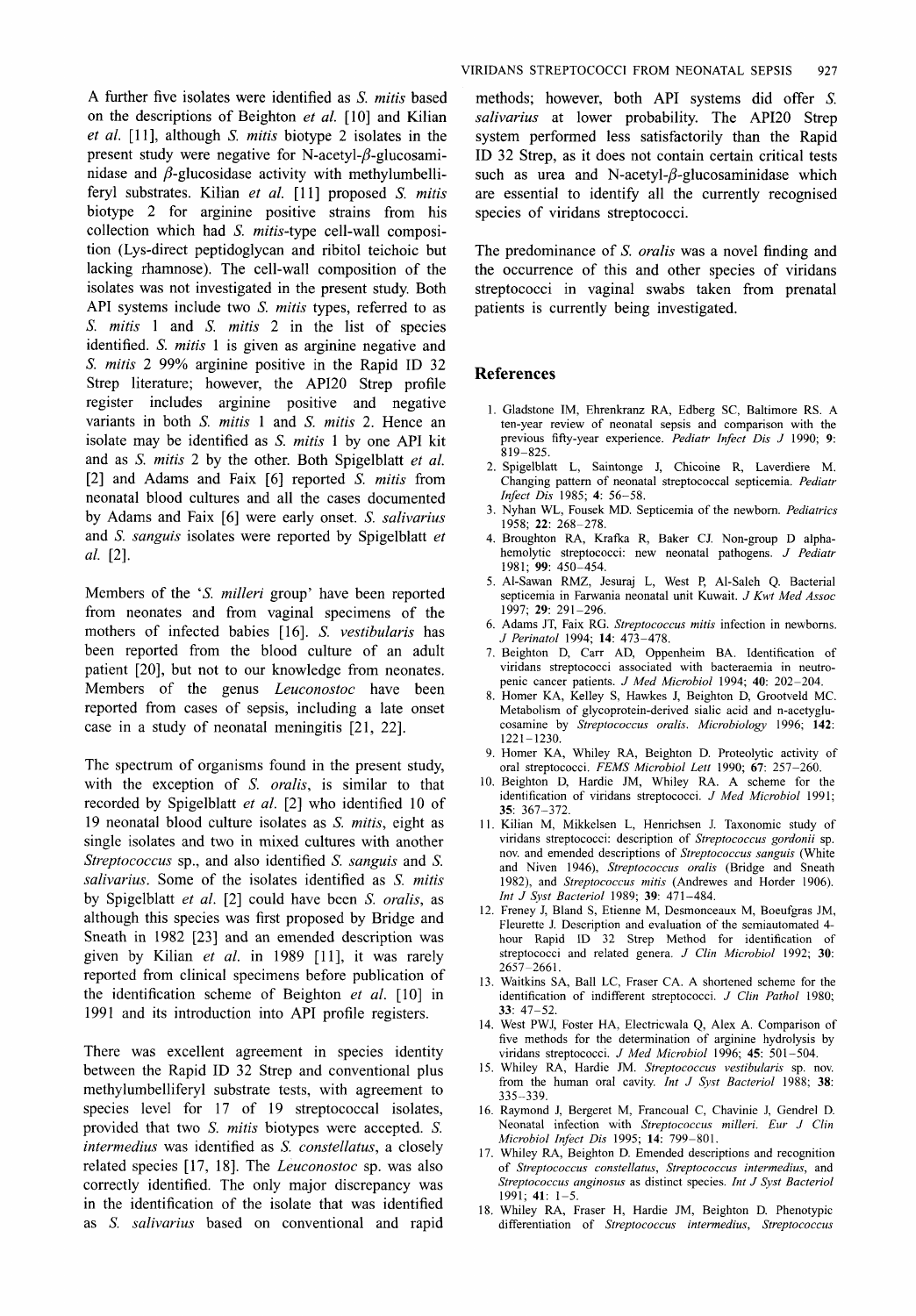A further five isolates were identified as *S. mitis* based on the descriptions of Beighton *et al.* [10] and Kilian *et al.* [11], although *S. mitis* biotype 2 isolates in the present study were negative for N-acetyl-$\beta$-glucosaminidase and $\beta$-glucosidase activity with methylumbelliferyl substrates. Kilian *et al.* [11] proposed *S. mitis* biotype 2 for arginine positive strains from his collection which had *S. mitis*-type cell-wall composition (Lys-direct peptidoglycan and ribitol teichoic but lacking rhamnose). The cell-wall composition of the isolates was not investigated in the present study. Both API systems include two *S. mitis* types, referred to as *S. mitis* 1 and *S. mitis* 2 in the list of species identified. *S. mitis* 1 is given as arginine negative and *S. mitis* 2 99% arginine positive in the Rapid ID 32 Strep literature; however, the API20 Strep profile register includes arginine positive and negative variants in both *S. mitis* 1 and *S. mitis* 2. Hence an isolate may be identified as *S. mitis* 1 by one API kit and as *S. mitis* 2 by the other. Both Spigelblatt *et al.* [2] and Adams and Faix [6] reported *S. mitis* from neonatal blood cultures and all the cases documented by Adams and Faix [6] were early onset. *S. salivarius* and *S. sanguis* isolates were reported by Spigelblatt *et al.* [2].

Members of the '*S. milleri* group' have been reported from neonates and from vaginal specimens of the mothers of infected babies [16]. *S. vestibularis* has been reported from the blood culture of an adult patient [20], but not to our knowledge from neonates. Members of the genus *Leuconostoc* have been reported from cases of sepsis, including a late onset case in a study of neonatal meningitis [21, 22].

The spectrum of organisms found in the present study, with the exception of *S. oralis*, is similar to that recorded by Spigelblatt *et al.* [2] who identified 10 of 19 neonatal blood culture isolates as *S. mitis*, eight as single isolates and two in mixed cultures with another *Streptococcus* sp., and also identified *S. sanguis* and *S. salivarius*. Some of the isolates identified as *S. mitis* by Spigelblatt *et al.* [2] could have been *S. oralis*, as although this species was first proposed by Bridge and Sneath in 1982 [23] and an emended description was given by Kilian *et al.* in 1989 [11], it was rarely reported from clinical specimens before publication of the identification scheme of Beighton *et al.* [10] in 1991 and its introduction into API profile registers.

There was excellent agreement in species identity between the Rapid ID 32 Strep and conventional plus methylumbelliferyl substrate tests, with agreement to species level for 17 of 19 streptococcal isolates, provided that two *S. mitis* biotypes were accepted. *S. intermedius* was identified as *S. constellatus*, a closely related species [17, 18]. The *Leuconostoc* sp. was also correctly identified. The only major discrepancy was in the identification of the isolate that was identified as *S. salivarius* based on conventional and rapid methods; however, both API systems did offer *S. salivarius* at lower probability. The API20 Strep system performed less satisfactorily than the Rapid ID 32 Strep, as it does not contain certain critical tests such as urea and N-acetyl-$\beta$-glucosaminidase which are essential to identify all the currently recognised species of viridans streptococci.

The predominance of *S. oralis* was a novel finding and the occurrence of this and other species of viridans streptococci in vaginal swabs taken from prenatal patients is currently being investigated.

## References

1. Gladstone IM, Ehrenkranz RA, Edberg SC, Baltimore RS. A ten-year review of neonatal sepsis and comparison with the previous fifty-year experience. *Pediatr Infect Dis J* 1990; **9**: 819–825.
2. Spigelblatt L, Saintonge J, Chicoine R, Laverdiere M. Changing pattern of neonatal streptococcal septicemia. *Pediatr Infect Dis* 1985; **4**: 56–58.
3. Nyhan WL, Fousek MD. Septicemia of the newborn. *Pediatrics* 1958; **22**: 268–278.
4. Broughton RA, Krafka R, Baker CJ. Non-group D alpha-hemolytic streptococci: new neonatal pathogens. *J Pediatr* 1981; **99**: 450–454.
5. Al-Sawan RMZ, Jesuraj L, West P, Al-Saleh Q. Bacterial septicemia in Farwania neonatal unit Kuwait. *J Kwt Med Assoc* 1997; **29**: 291–296.
6. Adams JT, Faix RG. *Streptococcus mitis* infection in newborns. *J Perinatol* 1994; **14**: 473–478.
7. Beighton D, Carr AD, Oppenheim BA. Identification of viridans streptococci associated with bacteraemia in neutropenic cancer patients. *J Med Microbiol* 1994; **40**: 202–204.
8. Homer KA, Kelley S, Hawkes J, Beighton D, Grootveld MC. Metabolism of glycoprotein-derived sialic acid and n-acetylglucosamine by *Streptococcus oralis*. *Microbiology* 1996; **142**: 1221–1230.
9. Homer KA, Whiley RA, Beighton D. Proteolytic activity of oral streptococci. *FEMS Microbiol Lett* 1990; **67**: 257–260.
10. Beighton D, Hardie JM, Whiley RA. A scheme for the identification of viridans streptococci. *J Med Microbiol* 1991; **35**: 367–372.
11. Kilian M, Mikkelsen L, Henrichsen J. Taxonomic study of viridans streptococci: description of *Streptococcus gordonii* sp. nov. and emended descriptions of *Streptococcus sanguis* (White and Niven 1946), *Streptococcus oralis* (Bridge and Sneath 1982), and *Streptococcus mitis* (Andrewes and Horder 1906). *Int J Syst Bacteriol* 1989; **39**: 471–484.
12. Freney J, Bland S, Etienne M, Desmonceaux M, Boeufgras JM, Fleurette J. Description and evaluation of the semiautomated 4-hour Rapid ID 32 Strep Method for identification of streptococci and related genera. *J Clin Microbiol* 1992; **30**: 2657–2661.
13. Waitkins SA, Ball LC, Fraser CA. A shortened scheme for the identification of indifferent streptococci. *J Clin Pathol* 1980; **33**: 47–52.
14. West PWJ, Foster HA, Electricwala Q, Alex A. Comparison of five methods for the determination of arginine hydrolysis by viridans streptococci. *J Med Microbiol* 1996; **45**: 501–504.
15. Whiley RA, Hardie JM. *Streptococcus vestibularis* sp. nov. from the human oral cavity. *Int J Syst Bacteriol* 1988; **38**: 335–339.
16. Raymond J, Bergeret M, Francoual C, Chavinie J, Gendrel D. Neonatal infection with *Streptococcus milleri*. *Eur J Clin Microbiol Infect Dis* 1995; **14**: 799–801.
17. Whiley RA, Beighton D. Emended descriptions and recognition of *Streptococcus constellatus*, *Streptococcus intermedius*, and *Streptococcus anginosus* as distinct species. *Int J Syst Bacteriol* 1991; **41**: 1–5.
18. Whiley RA, Fraser H, Hardie JM, Beighton D. Phenotypic differentiation of *Streptococcus intermedius*, *Streptococcus*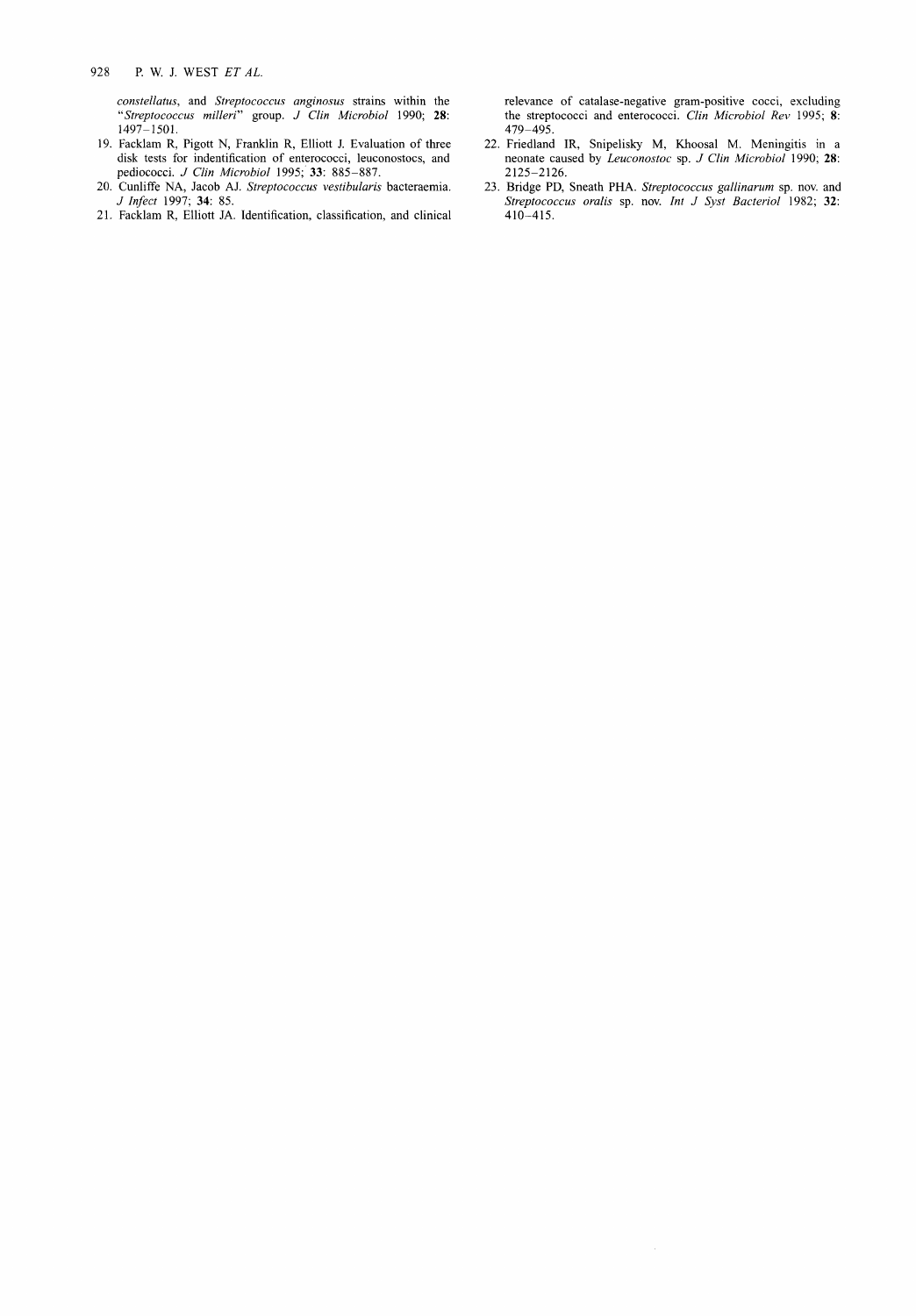*constellatus*, and *Streptococcus anginosus* strains within the "*Streptococcus milleri*" group. *J Clin Microbiol* 1990; **28**: 1497–1501.

19. Facklam R, Pigott N, Franklin R, Elliott J. Evaluation of three disk tests for indentification of enterococci, leuconostocs, and pediococci. *J Clin Microbiol* 1995; **33**: 885–887.
20. Cunliffe NA, Jacob AJ. *Streptococcus vestibularis* bacteraemia. *J Infect* 1997; **34**: 85.
21. Facklam R, Elliott JA. Identification, classification, and clinical relevance of catalase-negative gram-positive cocci, excluding the streptococci and enterococci. *Clin Microbiol Rev* 1995; **8**: 479–495.
22. Friedland IR, Snipelisky M, Khoosal M. Meningitis in a neonate caused by *Leuconostoc* sp. *J Clin Microbiol* 1990; **28**: 2125–2126.
23. Bridge PD, Sneath PHA. *Streptococcus gallinarum* sp. nov. and *Streptococcus oralis* sp. nov. *Int J Syst Bacteriol* 1982; **32**: 410–415.